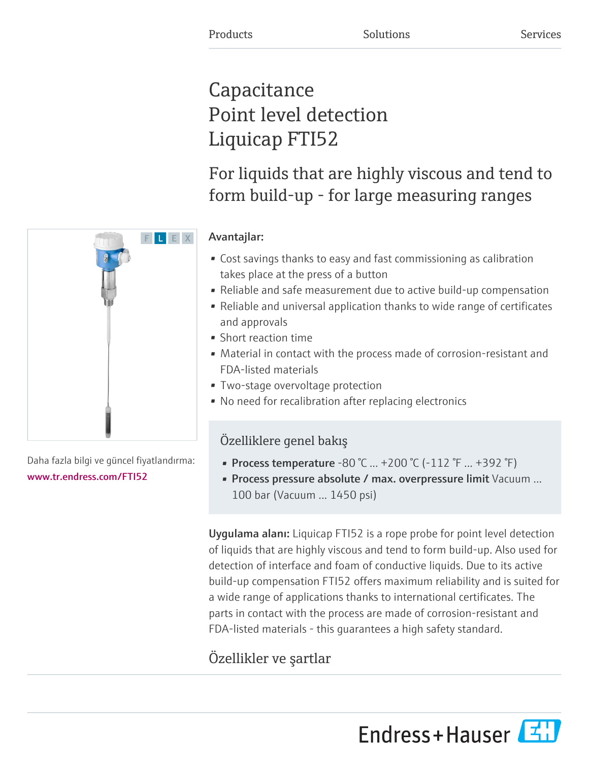Products Solutions Services

# Capacitance
# Point level detection
# Liquicap FTI52

## For liquids that are highly viscous and tend to form build-up - for large measuring ranges

F L E X

Daha fazla bilgi ve güncel fiyatlandırma:
www.tr.endress.com/FTI52

**Avantajlar:**

- Cost savings thanks to easy and fast commissioning as calibration takes place at the press of a button
- Reliable and safe measurement due to active build-up compensation
- Reliable and universal application thanks to wide range of certificates and approvals
- Short reaction time
- Material in contact with the process made of corrosion-resistant and FDA-listed materials
- Two-stage overvoltage protection
- No need for recalibration after replacing electronics

### Özelliklere genel bakış

- **Process temperature** -80 °C ... +200 °C (-112 °F ... +392 °F)
- **Process pressure absolute / max. overpressure limit** Vacuum ... 100 bar (Vacuum ... 1450 psi)

**Uygulama alanı:** Liquicap FTI52 is a rope probe for point level detection of liquids that are highly viscous and tend to form build-up. Also used for detection of interface and foam of conductive liquids. Due to its active build-up compensation FTI52 offers maximum reliability and is suited for a wide range of applications thanks to international certificates. The parts in contact with the process are made of corrosion-resistant and FDA-listed materials - this guarantees a high safety standard.

## Özellikler ve şartlar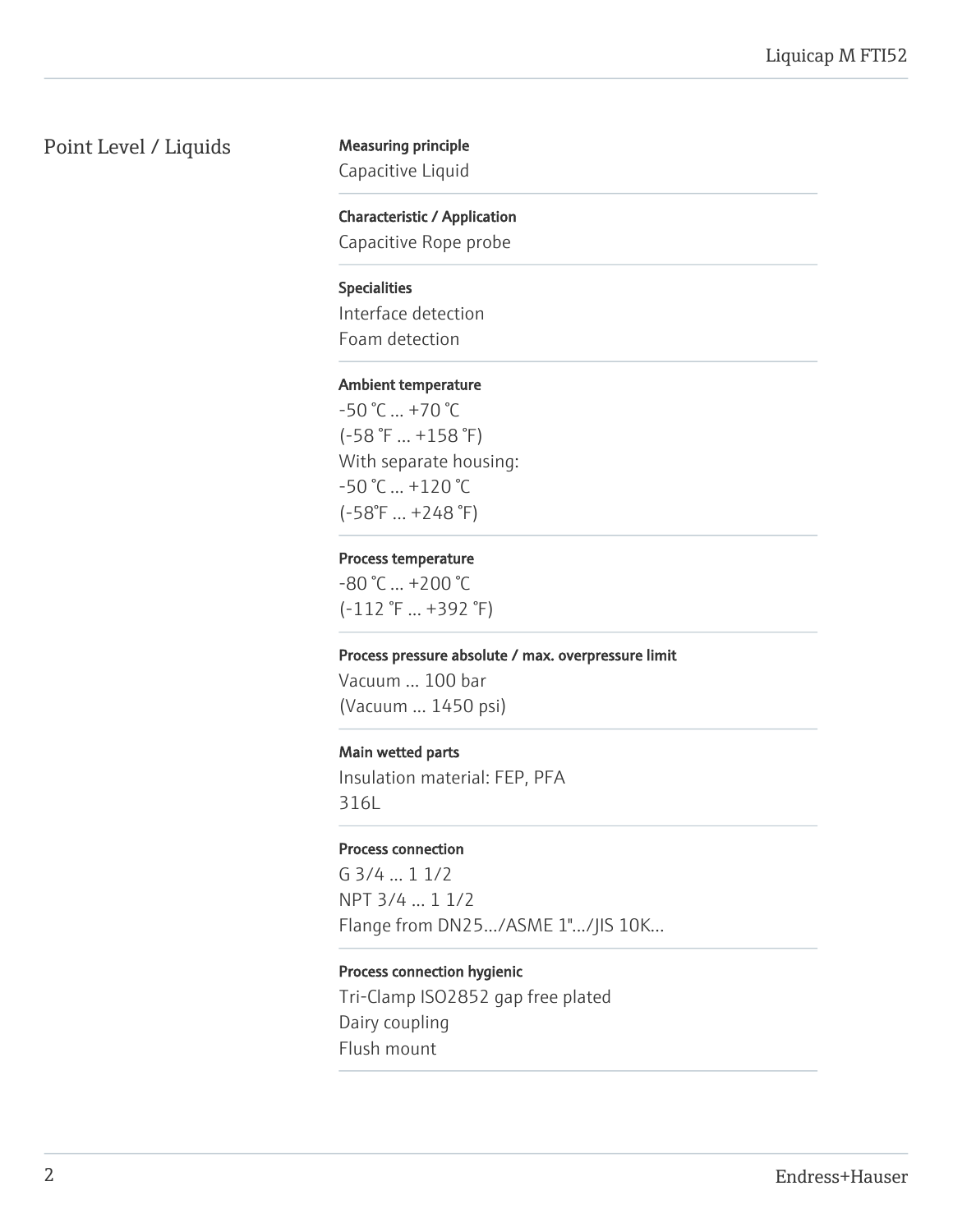# Point Level / Liquids

**Measuring principle**

Capacitive Liquid

**Characteristic / Application**

Capacitive Rope probe

**Specialities**

Interface detection
Foam detection

**Ambient temperature**

-50 °C ... +70 °C
(-58 °F ... +158 °F)
With separate housing:
-50 °C ... +120 °C
(-58°F ... +248 °F)

**Process temperature**

-80 °C ... +200 °C
(-112 °F ... +392 °F)

**Process pressure absolute / max. overpressure limit**

Vacuum ... 100 bar
(Vacuum ... 1450 psi)

**Main wetted parts**

Insulation material: FEP, PFA
316L

**Process connection**

G 3/4 ... 1 1/2
NPT 3/4 ... 1 1/2
Flange from DN25.../ASME 1".../JIS 10K...

**Process connection hygienic**

Tri-Clamp ISO2852 gap free plated
Dairy coupling
Flush mount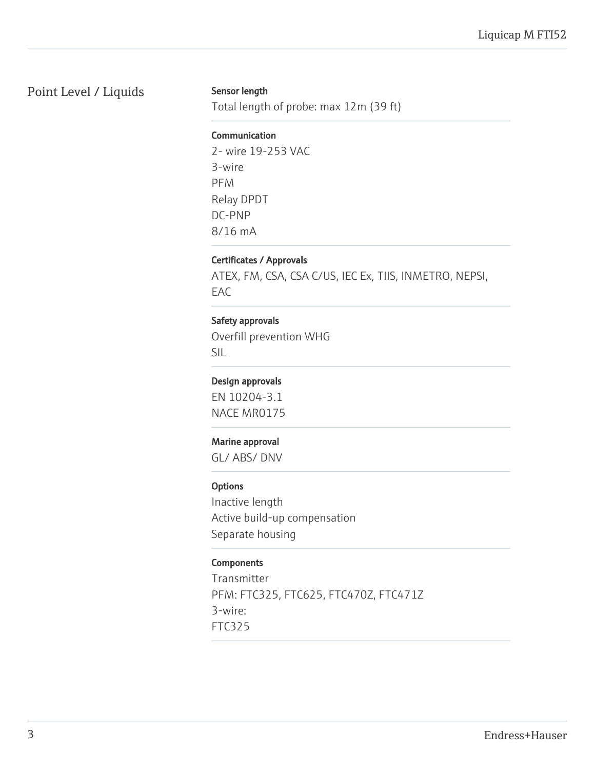## Point Level / Liquids

**Sensor length**

Total length of probe: max 12m (39 ft)

**Communication**

2- wire 19-253 VAC
3-wire
PFM
Relay DPDT
DC-PNP
8/16 mA

**Certificates / Approvals**

ATEX, FM, CSA, CSA C/US, IEC Ex, TIIS, INMETRO, NEPSI, EAC

**Safety approvals**

Overfill prevention WHG
SIL

**Design approvals**

EN 10204-3.1
NACE MR0175

**Marine approval**

GL/ ABS/ DNV

**Options**

Inactive length
Active build-up compensation
Separate housing

**Components**

Transmitter
PFM: FTC325, FTC625, FTC470Z, FTC471Z
3-wire:
FTC325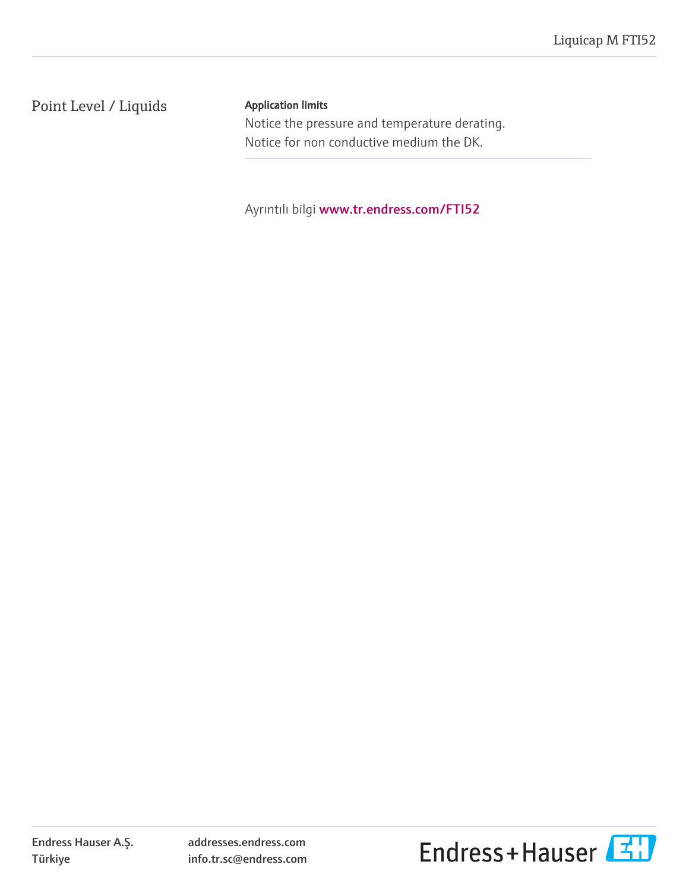Point Level / Liquids

**Application limits**

Notice the pressure and temperature derating.
Notice for non conductive medium the DK.

Ayrıntılı bilgi www.tr.endress.com/FTI52

Endress Hauser A.Ş.
Türkiye

addresses.endress.com
info.tr.sc@endress.com